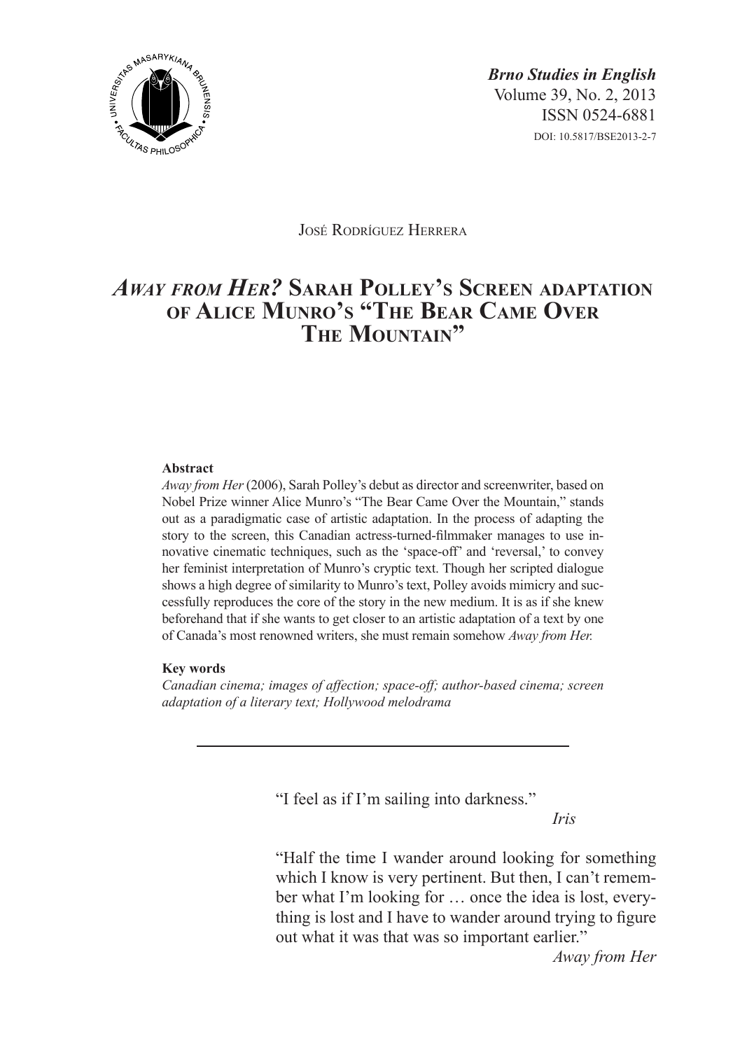*Brno Studies in English*
Volume 39, No. 2, 2013
ISSN 0524-6881
DOI: 10.5817/BSE2013-2-7

José Rodríguez Herrera

# *Away from Her?* Sarah Polley's Screen adaptation of Alice Munro's "The Bear Came Over The Mountain"

**Abstract**

*Away from Her* (2006), Sarah Polley's debut as director and screenwriter, based on Nobel Prize winner Alice Munro's "The Bear Came Over the Mountain," stands out as a paradigmatic case of artistic adaptation. In the process of adapting the story to the screen, this Canadian actress-turned-filmmaker manages to use innovative cinematic techniques, such as the 'space-off' and 'reversal,' to convey her feminist interpretation of Munro's cryptic text. Though her scripted dialogue shows a high degree of similarity to Munro's text, Polley avoids mimicry and successfully reproduces the core of the story in the new medium. It is as if she knew beforehand that if she wants to get closer to an artistic adaptation of a text by one of Canada's most renowned writers, she must remain somehow *Away from Her.*

**Key words**

*Canadian cinema; images of affection; space-off; author-based cinema; screen adaptation of a literary text; Hollywood melodrama*

---

> "I feel as if I'm sailing into darkness."
>
> *Iris*

> "Half the time I wander around looking for something which I know is very pertinent. But then, I can't remember what I'm looking for … once the idea is lost, everything is lost and I have to wander around trying to figure out what it was that was so important earlier."
>
> *Away from Her*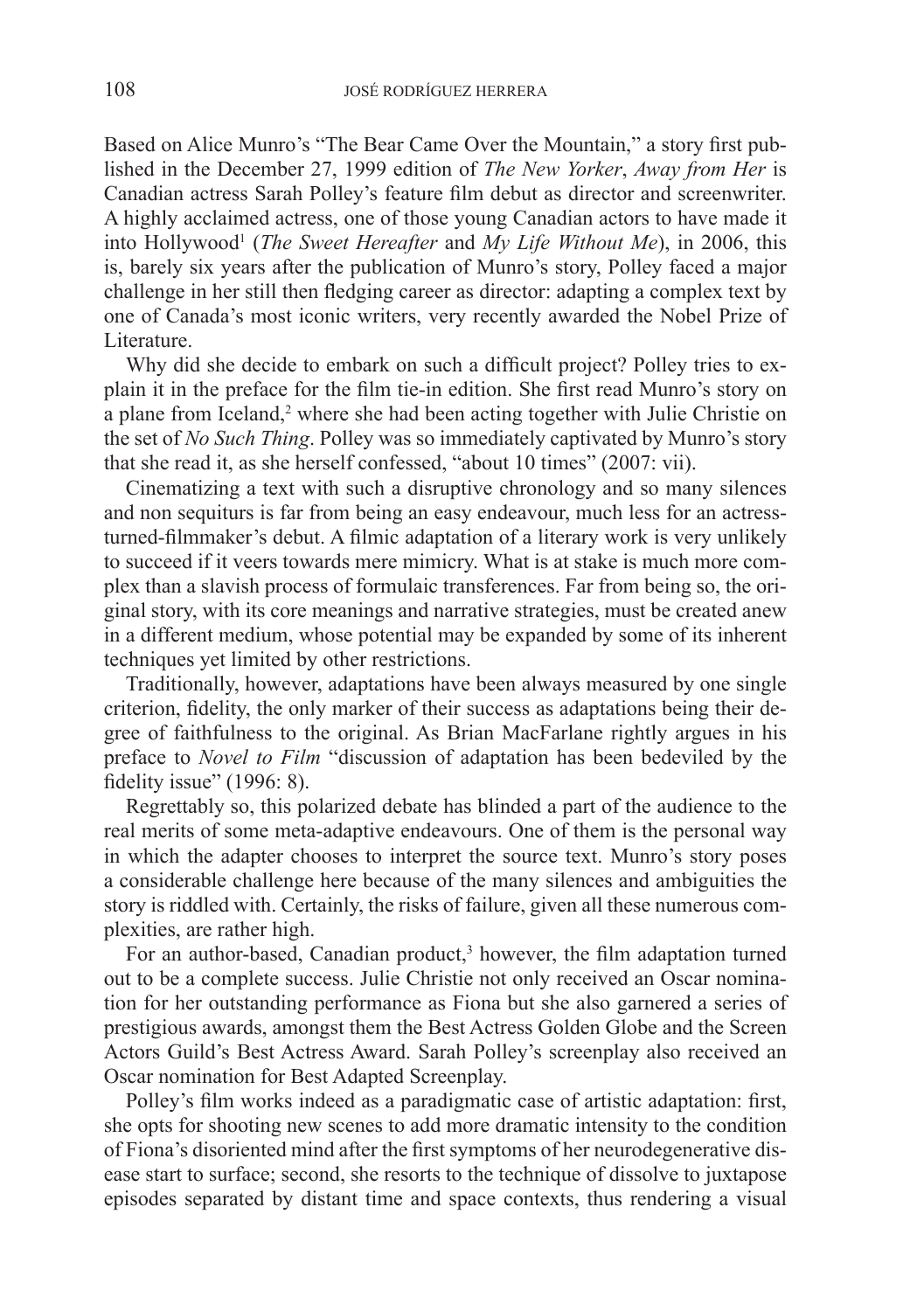Based on Alice Munro's "The Bear Came Over the Mountain," a story first published in the December 27, 1999 edition of *The New Yorker*, *Away from Her* is Canadian actress Sarah Polley's feature film debut as director and screenwriter. A highly acclaimed actress, one of those young Canadian actors to have made it into Hollywood[1] (*The Sweet Hereafter* and *My Life Without Me*), in 2006, this is, barely six years after the publication of Munro's story, Polley faced a major challenge in her still then fledging career as director: adapting a complex text by one of Canada's most iconic writers, very recently awarded the Nobel Prize of Literature.

Why did she decide to embark on such a difficult project? Polley tries to explain it in the preface for the film tie-in edition. She first read Munro's story on a plane from Iceland,[2] where she had been acting together with Julie Christie on the set of *No Such Thing*. Polley was so immediately captivated by Munro's story that she read it, as she herself confessed, "about 10 times" (2007: vii).

Cinematizing a text with such a disruptive chronology and so many silences and non sequiturs is far from being an easy endeavour, much less for an actress-turned-filmmaker's debut. A filmic adaptation of a literary work is very unlikely to succeed if it veers towards mere mimicry. What is at stake is much more complex than a slavish process of formulaic transferences. Far from being so, the original story, with its core meanings and narrative strategies, must be created anew in a different medium, whose potential may be expanded by some of its inherent techniques yet limited by other restrictions.

Traditionally, however, adaptations have been always measured by one single criterion, fidelity, the only marker of their success as adaptations being their degree of faithfulness to the original. As Brian MacFarlane rightly argues in his preface to *Novel to Film* "discussion of adaptation has been bedeviled by the fidelity issue" (1996: 8).

Regrettably so, this polarized debate has blinded a part of the audience to the real merits of some meta-adaptive endeavours. One of them is the personal way in which the adapter chooses to interpret the source text. Munro's story poses a considerable challenge here because of the many silences and ambiguities the story is riddled with. Certainly, the risks of failure, given all these numerous complexities, are rather high.

For an author-based, Canadian product,[3] however, the film adaptation turned out to be a complete success. Julie Christie not only received an Oscar nomination for her outstanding performance as Fiona but she also garnered a series of prestigious awards, amongst them the Best Actress Golden Globe and the Screen Actors Guild's Best Actress Award. Sarah Polley's screenplay also received an Oscar nomination for Best Adapted Screenplay.

Polley's film works indeed as a paradigmatic case of artistic adaptation: first, she opts for shooting new scenes to add more dramatic intensity to the condition of Fiona's disoriented mind after the first symptoms of her neurodegenerative disease start to surface; second, she resorts to the technique of dissolve to juxtapose episodes separated by distant time and space contexts, thus rendering a visual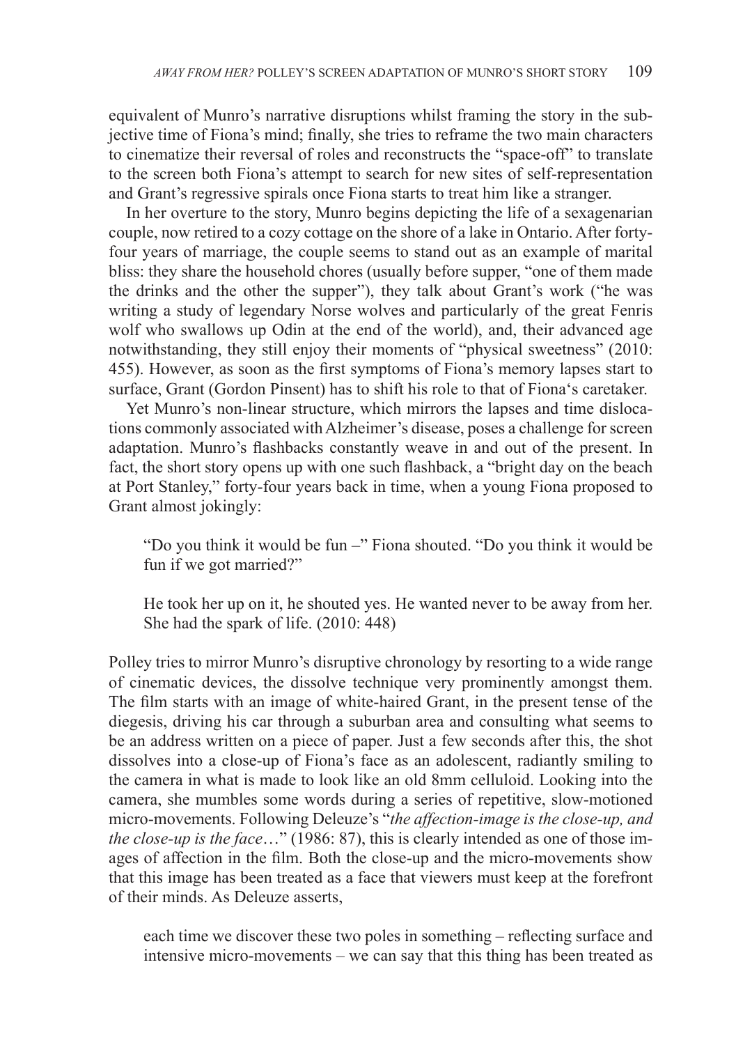equivalent of Munro's narrative disruptions whilst framing the story in the subjective time of Fiona's mind; finally, she tries to reframe the two main characters to cinematize their reversal of roles and reconstructs the "space-off" to translate to the screen both Fiona's attempt to search for new sites of self-representation and Grant's regressive spirals once Fiona starts to treat him like a stranger.

In her overture to the story, Munro begins depicting the life of a sexagenarian couple, now retired to a cozy cottage on the shore of a lake in Ontario. After forty-four years of marriage, the couple seems to stand out as an example of marital bliss: they share the household chores (usually before supper, "one of them made the drinks and the other the supper"), they talk about Grant's work ("he was writing a study of legendary Norse wolves and particularly of the great Fenris wolf who swallows up Odin at the end of the world), and, their advanced age notwithstanding, they still enjoy their moments of "physical sweetness" (2010: 455). However, as soon as the first symptoms of Fiona's memory lapses start to surface, Grant (Gordon Pinsent) has to shift his role to that of Fiona's caretaker.

Yet Munro's non-linear structure, which mirrors the lapses and time dislocations commonly associated with Alzheimer's disease, poses a challenge for screen adaptation. Munro's flashbacks constantly weave in and out of the present. In fact, the short story opens up with one such flashback, a "bright day on the beach at Port Stanley," forty-four years back in time, when a young Fiona proposed to Grant almost jokingly:

> "Do you think it would be fun –" Fiona shouted. "Do you think it would be fun if we got married?"
>
> He took her up on it, he shouted yes. He wanted never to be away from her. She had the spark of life. (2010: 448)

Polley tries to mirror Munro's disruptive chronology by resorting to a wide range of cinematic devices, the dissolve technique very prominently amongst them. The film starts with an image of white-haired Grant, in the present tense of the diegesis, driving his car through a suburban area and consulting what seems to be an address written on a piece of paper. Just a few seconds after this, the shot dissolves into a close-up of Fiona's face as an adolescent, radiantly smiling to the camera in what is made to look like an old 8mm celluloid. Looking into the camera, she mumbles some words during a series of repetitive, slow-motioned micro-movements. Following Deleuze's "*the affection-image is the close-up, and the close-up is the face*…" (1986: 87), this is clearly intended as one of those images of affection in the film. Both the close-up and the micro-movements show that this image has been treated as a face that viewers must keep at the forefront of their minds. As Deleuze asserts,

> each time we discover these two poles in something – reflecting surface and intensive micro-movements – we can say that this thing has been treated as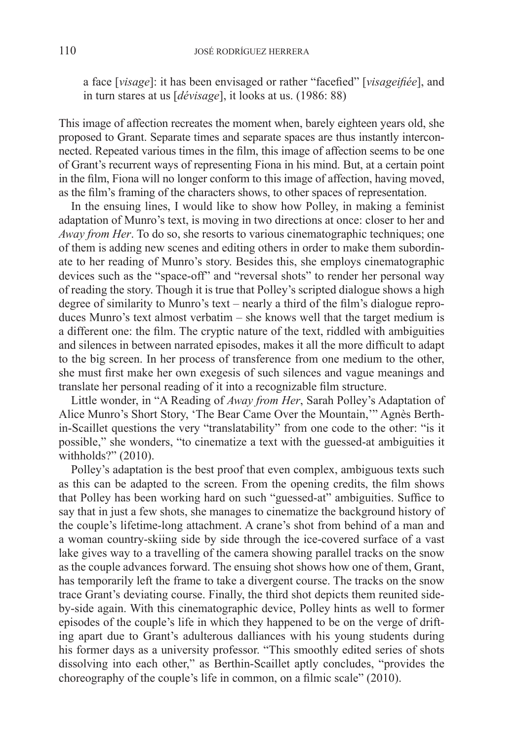a face [*visage*]: it has been envisaged or rather "facefied" [*visageifiée*], and in turn stares at us [*dévisage*], it looks at us. (1986: 88)

This image of affection recreates the moment when, barely eighteen years old, she proposed to Grant. Separate times and separate spaces are thus instantly interconnected. Repeated various times in the film, this image of affection seems to be one of Grant's recurrent ways of representing Fiona in his mind. But, at a certain point in the film, Fiona will no longer conform to this image of affection, having moved, as the film's framing of the characters shows, to other spaces of representation.

In the ensuing lines, I would like to show how Polley, in making a feminist adaptation of Munro's text, is moving in two directions at once: closer to her and *Away from Her*. To do so, she resorts to various cinematographic techniques; one of them is adding new scenes and editing others in order to make them subordinate to her reading of Munro's story. Besides this, she employs cinematographic devices such as the "space-off" and "reversal shots" to render her personal way of reading the story. Though it is true that Polley's scripted dialogue shows a high degree of similarity to Munro's text – nearly a third of the film's dialogue reproduces Munro's text almost verbatim – she knows well that the target medium is a different one: the film. The cryptic nature of the text, riddled with ambiguities and silences in between narrated episodes, makes it all the more difficult to adapt to the big screen. In her process of transference from one medium to the other, she must first make her own exegesis of such silences and vague meanings and translate her personal reading of it into a recognizable film structure.

Little wonder, in "A Reading of *Away from Her*, Sarah Polley's Adaptation of Alice Munro's Short Story, 'The Bear Came Over the Mountain,'" Agnès Berthin-Scaillet questions the very "translatability" from one code to the other: "is it possible," she wonders, "to cinematize a text with the guessed-at ambiguities it withholds?" (2010).

Polley's adaptation is the best proof that even complex, ambiguous texts such as this can be adapted to the screen. From the opening credits, the film shows that Polley has been working hard on such "guessed-at" ambiguities. Suffice to say that in just a few shots, she manages to cinematize the background history of the couple's lifetime-long attachment. A crane's shot from behind of a man and a woman country-skiing side by side through the ice-covered surface of a vast lake gives way to a travelling of the camera showing parallel tracks on the snow as the couple advances forward. The ensuing shot shows how one of them, Grant, has temporarily left the frame to take a divergent course. The tracks on the snow trace Grant's deviating course. Finally, the third shot depicts them reunited side-by-side again. With this cinematographic device, Polley hints as well to former episodes of the couple's life in which they happened to be on the verge of drifting apart due to Grant's adulterous dalliances with his young students during his former days as a university professor. "This smoothly edited series of shots dissolving into each other," as Berthin-Scaillet aptly concludes, "provides the choreography of the couple's life in common, on a filmic scale" (2010).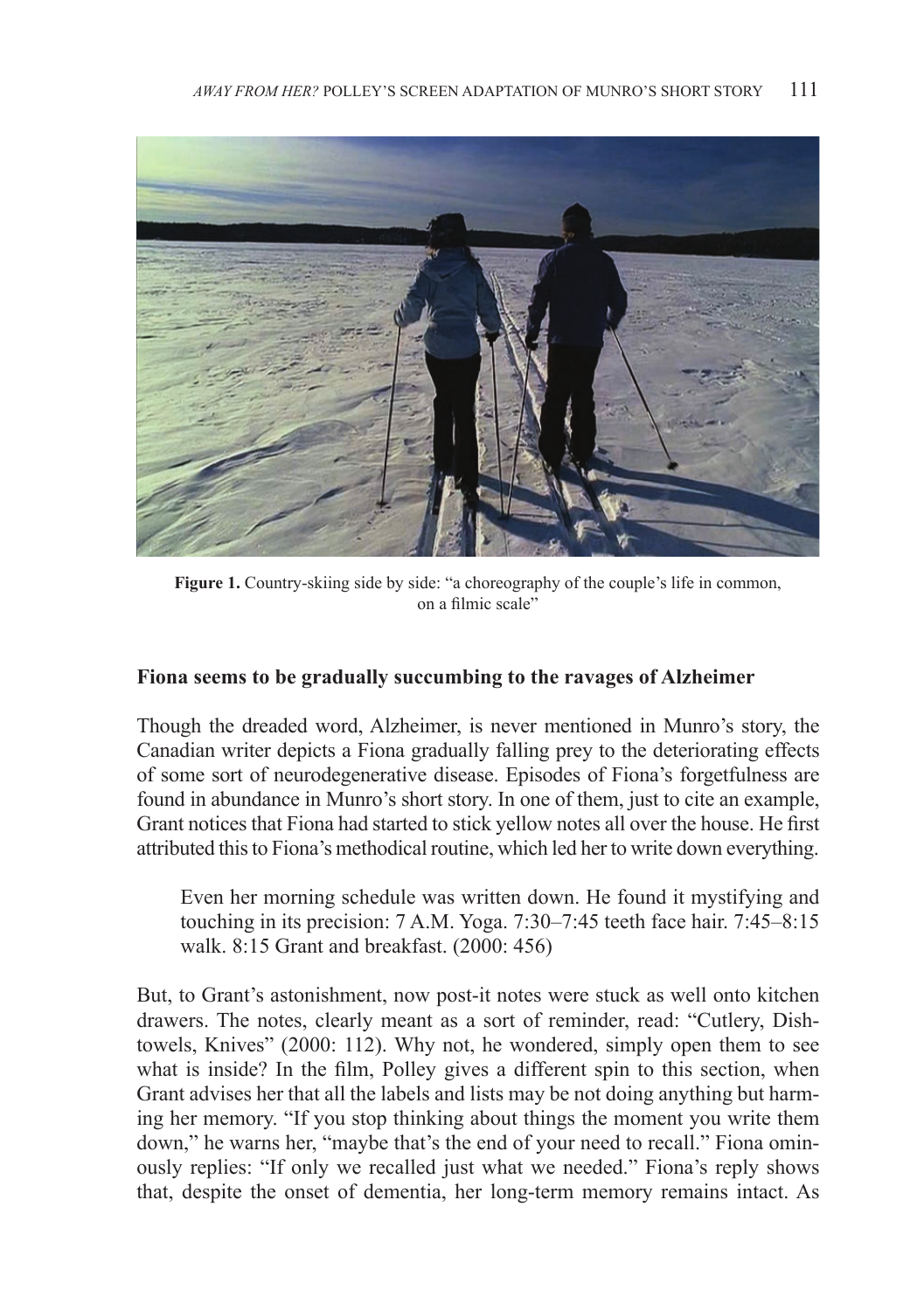**Figure 1.** Country-skiing side by side: "a choreography of the couple's life in common, on a filmic scale"

### Fiona seems to be gradually succumbing to the ravages of Alzheimer

Though the dreaded word, Alzheimer, is never mentioned in Munro's story, the Canadian writer depicts a Fiona gradually falling prey to the deteriorating effects of some sort of neurodegenerative disease. Episodes of Fiona's forgetfulness are found in abundance in Munro's short story. In one of them, just to cite an example, Grant notices that Fiona had started to stick yellow notes all over the house. He first attributed this to Fiona's methodical routine, which led her to write down everything.

> Even her morning schedule was written down. He found it mystifying and touching in its precision: 7 A.M. Yoga. 7:30–7:45 teeth face hair. 7:45–8:15 walk. 8:15 Grant and breakfast. (2000: 456)

But, to Grant's astonishment, now post-it notes were stuck as well onto kitchen drawers. The notes, clearly meant as a sort of reminder, read: "Cutlery, Dish-towels, Knives" (2000: 112). Why not, he wondered, simply open them to see what is inside? In the film, Polley gives a different spin to this section, when Grant advises her that all the labels and lists may be not doing anything but harming her memory. "If you stop thinking about things the moment you write them down," he warns her, "maybe that's the end of your need to recall." Fiona ominously replies: "If only we recalled just what we needed." Fiona's reply shows that, despite the onset of dementia, her long-term memory remains intact. As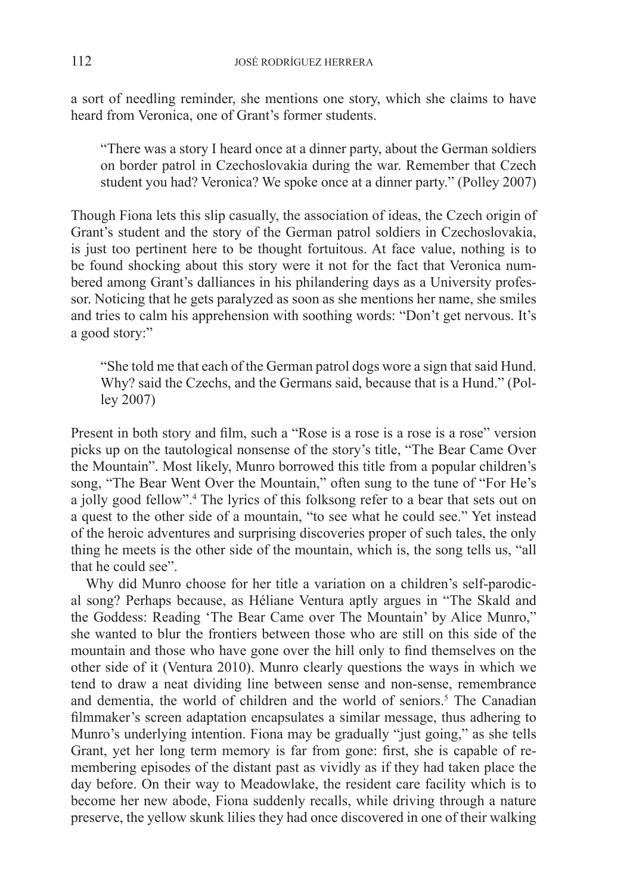a sort of needling reminder, she mentions one story, which she claims to have heard from Veronica, one of Grant's former students.

> "There was a story I heard once at a dinner party, about the German soldiers on border patrol in Czechoslovakia during the war. Remember that Czech student you had? Veronica? We spoke once at a dinner party." (Polley 2007)

Though Fiona lets this slip casually, the association of ideas, the Czech origin of Grant's student and the story of the German patrol soldiers in Czechoslovakia, is just too pertinent here to be thought fortuitous. At face value, nothing is to be found shocking about this story were it not for the fact that Veronica numbered among Grant's dalliances in his philandering days as a University professor. Noticing that he gets paralyzed as soon as she mentions her name, she smiles and tries to calm his apprehension with soothing words: "Don't get nervous. It's a good story:"

> "She told me that each of the German patrol dogs wore a sign that said Hund. Why? said the Czechs, and the Germans said, because that is a Hund." (Polley 2007)

Present in both story and film, such a "Rose is a rose is a rose is a rose" version picks up on the tautological nonsense of the story's title, "The Bear Came Over the Mountain". Most likely, Munro borrowed this title from a popular children's song, "The Bear Went Over the Mountain," often sung to the tune of "For He's a jolly good fellow".[4] The lyrics of this folksong refer to a bear that sets out on a quest to the other side of a mountain, "to see what he could see." Yet instead of the heroic adventures and surprising discoveries proper of such tales, the only thing he meets is the other side of the mountain, which is, the song tells us, "all that he could see".

Why did Munro choose for her title a variation on a children's self-parodical song? Perhaps because, as Héliane Ventura aptly argues in "The Skald and the Goddess: Reading 'The Bear Came over The Mountain' by Alice Munro," she wanted to blur the frontiers between those who are still on this side of the mountain and those who have gone over the hill only to find themselves on the other side of it (Ventura 2010). Munro clearly questions the ways in which we tend to draw a neat dividing line between sense and non-sense, remembrance and dementia, the world of children and the world of seniors.[5] The Canadian filmmaker's screen adaptation encapsulates a similar message, thus adhering to Munro's underlying intention. Fiona may be gradually "just going," as she tells Grant, yet her long term memory is far from gone: first, she is capable of remembering episodes of the distant past as vividly as if they had taken place the day before. On their way to Meadowlake, the resident care facility which is to become her new abode, Fiona suddenly recalls, while driving through a nature preserve, the yellow skunk lilies they had once discovered in one of their walking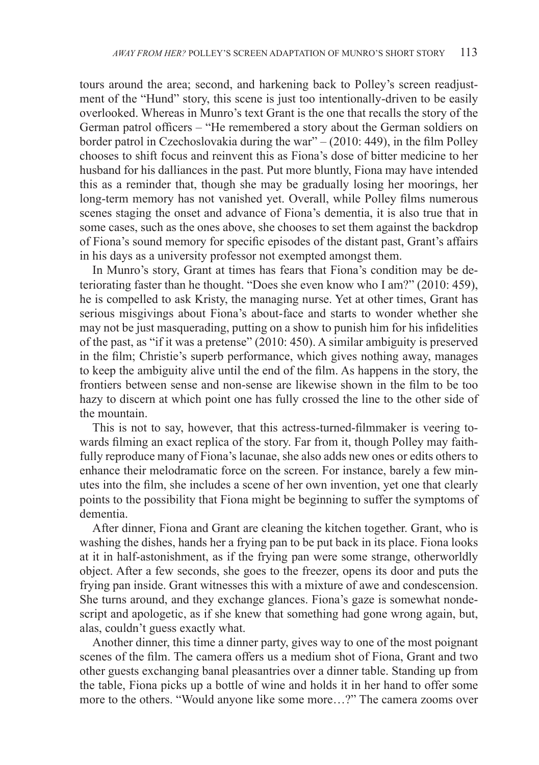tours around the area; second, and harkening back to Polley's screen readjustment of the "Hund" story, this scene is just too intentionally-driven to be easily overlooked. Whereas in Munro's text Grant is the one that recalls the story of the German patrol officers – "He remembered a story about the German soldiers on border patrol in Czechoslovakia during the war" – (2010: 449), in the film Polley chooses to shift focus and reinvent this as Fiona's dose of bitter medicine to her husband for his dalliances in the past. Put more bluntly, Fiona may have intended this as a reminder that, though she may be gradually losing her moorings, her long-term memory has not vanished yet. Overall, while Polley films numerous scenes staging the onset and advance of Fiona's dementia, it is also true that in some cases, such as the ones above, she chooses to set them against the backdrop of Fiona's sound memory for specific episodes of the distant past, Grant's affairs in his days as a university professor not exempted amongst them.

In Munro's story, Grant at times has fears that Fiona's condition may be deteriorating faster than he thought. "Does she even know who I am?" (2010: 459), he is compelled to ask Kristy, the managing nurse. Yet at other times, Grant has serious misgivings about Fiona's about-face and starts to wonder whether she may not be just masquerading, putting on a show to punish him for his infidelities of the past, as "if it was a pretense" (2010: 450). A similar ambiguity is preserved in the film; Christie's superb performance, which gives nothing away, manages to keep the ambiguity alive until the end of the film. As happens in the story, the frontiers between sense and non-sense are likewise shown in the film to be too hazy to discern at which point one has fully crossed the line to the other side of the mountain.

This is not to say, however, that this actress-turned-filmmaker is veering towards filming an exact replica of the story. Far from it, though Polley may faithfully reproduce many of Fiona's lacunae, she also adds new ones or edits others to enhance their melodramatic force on the screen. For instance, barely a few minutes into the film, she includes a scene of her own invention, yet one that clearly points to the possibility that Fiona might be beginning to suffer the symptoms of dementia.

After dinner, Fiona and Grant are cleaning the kitchen together. Grant, who is washing the dishes, hands her a frying pan to be put back in its place. Fiona looks at it in half-astonishment, as if the frying pan were some strange, otherworldly object. After a few seconds, she goes to the freezer, opens its door and puts the frying pan inside. Grant witnesses this with a mixture of awe and condescension. She turns around, and they exchange glances. Fiona's gaze is somewhat nondescript and apologetic, as if she knew that something had gone wrong again, but, alas, couldn't guess exactly what.

Another dinner, this time a dinner party, gives way to one of the most poignant scenes of the film. The camera offers us a medium shot of Fiona, Grant and two other guests exchanging banal pleasantries over a dinner table. Standing up from the table, Fiona picks up a bottle of wine and holds it in her hand to offer some more to the others. "Would anyone like some more…?" The camera zooms over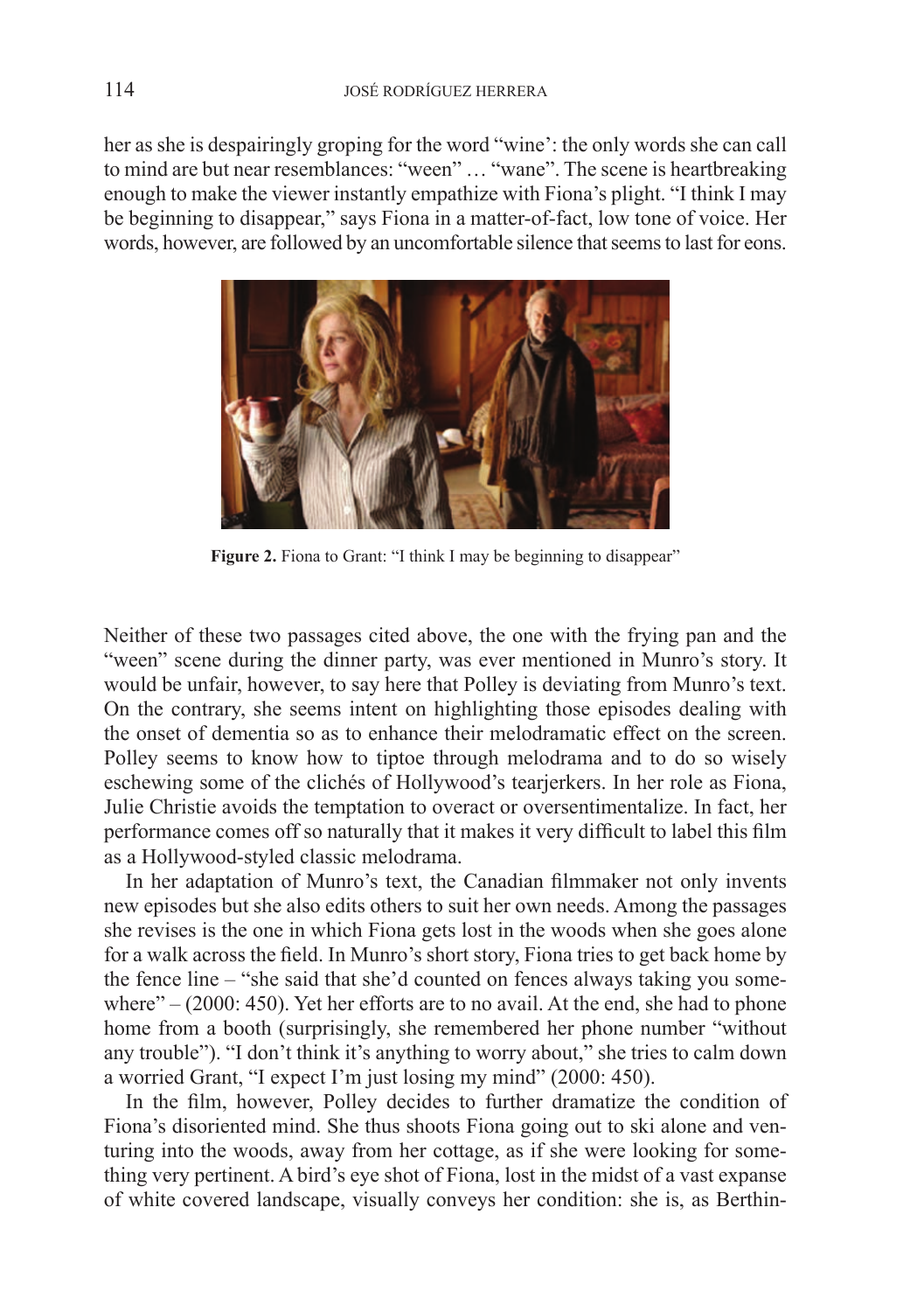her as she is despairingly groping for the word "wine': the only words she can call to mind are but near resemblances: "ween" … "wane". The scene is heartbreaking enough to make the viewer instantly empathize with Fiona's plight. "I think I may be beginning to disappear," says Fiona in a matter-of-fact, low tone of voice. Her words, however, are followed by an uncomfortable silence that seems to last for eons.

**Figure 2.** Fiona to Grant: "I think I may be beginning to disappear"

Neither of these two passages cited above, the one with the frying pan and the "ween" scene during the dinner party, was ever mentioned in Munro's story. It would be unfair, however, to say here that Polley is deviating from Munro's text. On the contrary, she seems intent on highlighting those episodes dealing with the onset of dementia so as to enhance their melodramatic effect on the screen. Polley seems to know how to tiptoe through melodrama and to do so wisely eschewing some of the clichés of Hollywood's tearjerkers. In her role as Fiona, Julie Christie avoids the temptation to overact or oversentimentalize. In fact, her performance comes off so naturally that it makes it very difficult to label this film as a Hollywood-styled classic melodrama.

In her adaptation of Munro's text, the Canadian filmmaker not only invents new episodes but she also edits others to suit her own needs. Among the passages she revises is the one in which Fiona gets lost in the woods when she goes alone for a walk across the field. In Munro's short story, Fiona tries to get back home by the fence line – "she said that she'd counted on fences always taking you somewhere" – (2000: 450). Yet her efforts are to no avail. At the end, she had to phone home from a booth (surprisingly, she remembered her phone number "without any trouble"). "I don't think it's anything to worry about," she tries to calm down a worried Grant, "I expect I'm just losing my mind" (2000: 450).

In the film, however, Polley decides to further dramatize the condition of Fiona's disoriented mind. She thus shoots Fiona going out to ski alone and venturing into the woods, away from her cottage, as if she were looking for something very pertinent. A bird's eye shot of Fiona, lost in the midst of a vast expanse of white covered landscape, visually conveys her condition: she is, as Berthin-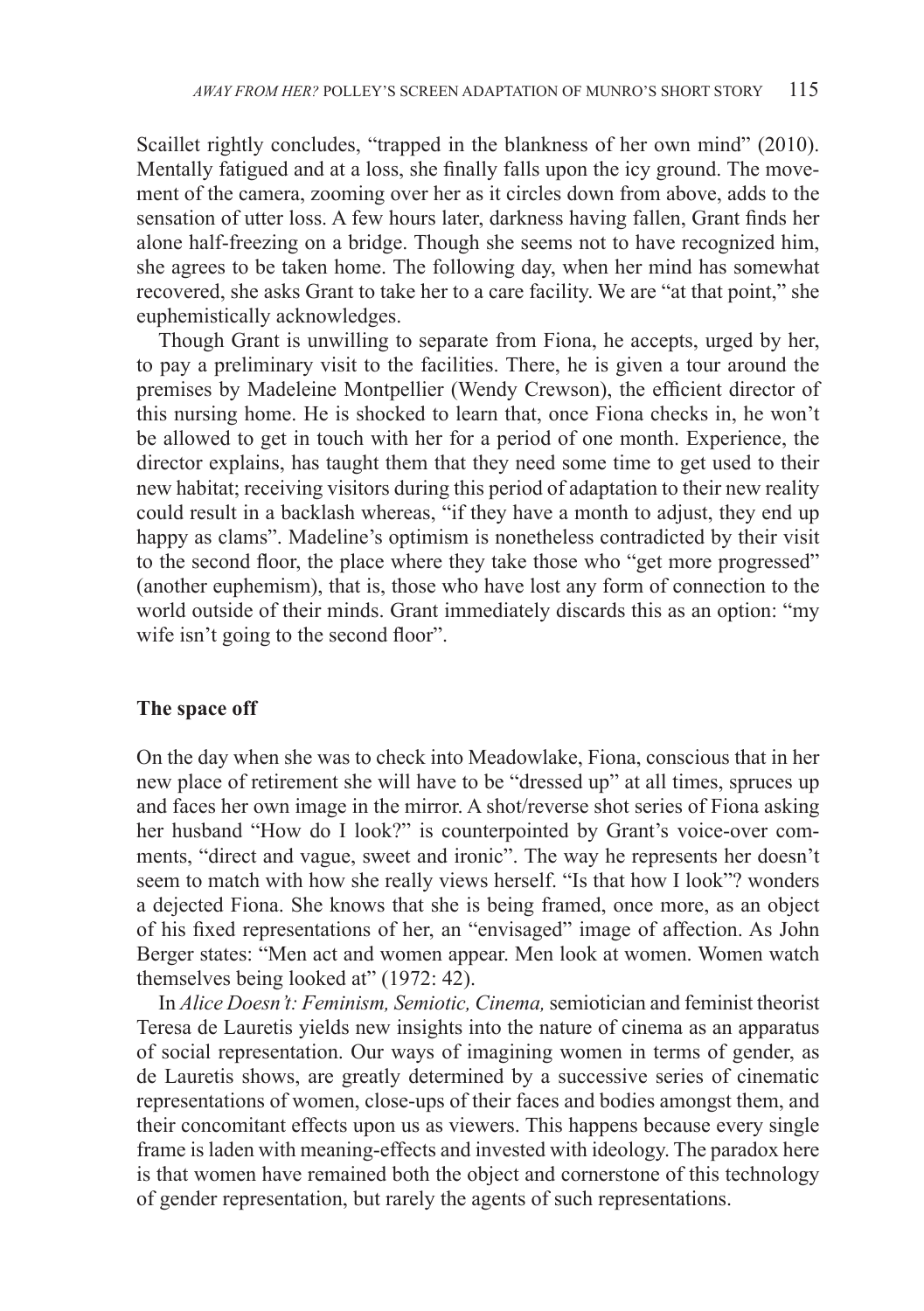Scaillet rightly concludes, "trapped in the blankness of her own mind" (2010). Mentally fatigued and at a loss, she finally falls upon the icy ground. The movement of the camera, zooming over her as it circles down from above, adds to the sensation of utter loss. A few hours later, darkness having fallen, Grant finds her alone half-freezing on a bridge. Though she seems not to have recognized him, she agrees to be taken home. The following day, when her mind has somewhat recovered, she asks Grant to take her to a care facility. We are "at that point," she euphemistically acknowledges.

Though Grant is unwilling to separate from Fiona, he accepts, urged by her, to pay a preliminary visit to the facilities. There, he is given a tour around the premises by Madeleine Montpellier (Wendy Crewson), the efficient director of this nursing home. He is shocked to learn that, once Fiona checks in, he won't be allowed to get in touch with her for a period of one month. Experience, the director explains, has taught them that they need some time to get used to their new habitat; receiving visitors during this period of adaptation to their new reality could result in a backlash whereas, "if they have a month to adjust, they end up happy as clams". Madeline's optimism is nonetheless contradicted by their visit to the second floor, the place where they take those who "get more progressed" (another euphemism), that is, those who have lost any form of connection to the world outside of their minds. Grant immediately discards this as an option: "my wife isn't going to the second floor".

## The space off

On the day when she was to check into Meadowlake, Fiona, conscious that in her new place of retirement she will have to be "dressed up" at all times, spruces up and faces her own image in the mirror. A shot/reverse shot series of Fiona asking her husband "How do I look?" is counterpointed by Grant's voice-over comments, "direct and vague, sweet and ironic". The way he represents her doesn't seem to match with how she really views herself. "Is that how I look"? wonders a dejected Fiona. She knows that she is being framed, once more, as an object of his fixed representations of her, an "envisaged" image of affection. As John Berger states: "Men act and women appear. Men look at women. Women watch themselves being looked at" (1972: 42).

In *Alice Doesn't: Feminism, Semiotic, Cinema,* semiotician and feminist theorist Teresa de Lauretis yields new insights into the nature of cinema as an apparatus of social representation. Our ways of imagining women in terms of gender, as de Lauretis shows, are greatly determined by a successive series of cinematic representations of women, close-ups of their faces and bodies amongst them, and their concomitant effects upon us as viewers. This happens because every single frame is laden with meaning-effects and invested with ideology. The paradox here is that women have remained both the object and cornerstone of this technology of gender representation, but rarely the agents of such representations.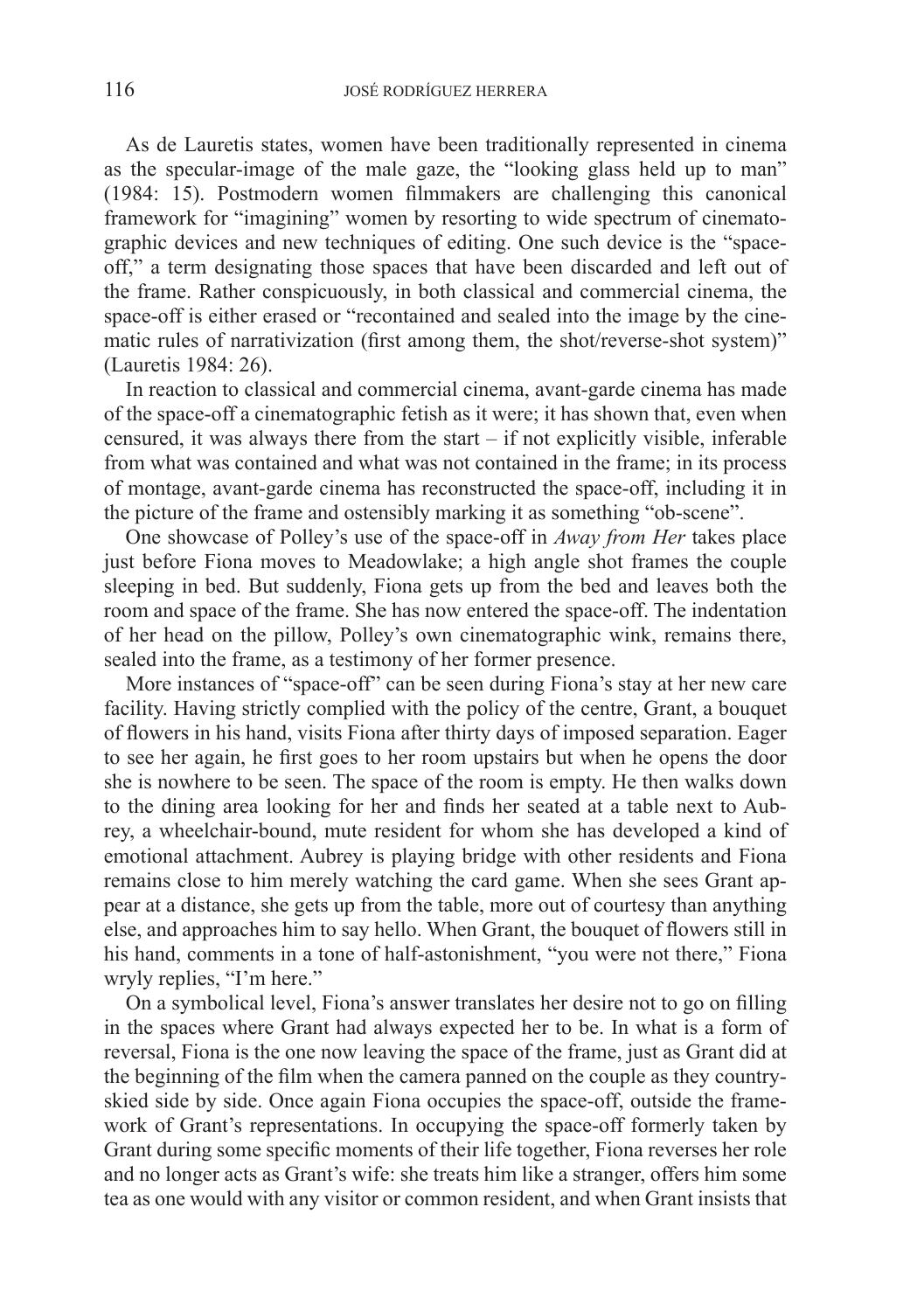As de Lauretis states, women have been traditionally represented in cinema as the specular-image of the male gaze, the "looking glass held up to man" (1984: 15). Postmodern women filmmakers are challenging this canonical framework for "imagining" women by resorting to wide spectrum of cinematographic devices and new techniques of editing. One such device is the "space-off," a term designating those spaces that have been discarded and left out of the frame. Rather conspicuously, in both classical and commercial cinema, the space-off is either erased or "recontained and sealed into the image by the cinematic rules of narrativization (first among them, the shot/reverse-shot system)" (Lauretis 1984: 26).

In reaction to classical and commercial cinema, avant-garde cinema has made of the space-off a cinematographic fetish as it were; it has shown that, even when censured, it was always there from the start – if not explicitly visible, inferable from what was contained and what was not contained in the frame; in its process of montage, avant-garde cinema has reconstructed the space-off, including it in the picture of the frame and ostensibly marking it as something "ob-scene".

One showcase of Polley's use of the space-off in *Away from Her* takes place just before Fiona moves to Meadowlake; a high angle shot frames the couple sleeping in bed. But suddenly, Fiona gets up from the bed and leaves both the room and space of the frame. She has now entered the space-off. The indentation of her head on the pillow, Polley's own cinematographic wink, remains there, sealed into the frame, as a testimony of her former presence.

More instances of "space-off" can be seen during Fiona's stay at her new care facility. Having strictly complied with the policy of the centre, Grant, a bouquet of flowers in his hand, visits Fiona after thirty days of imposed separation. Eager to see her again, he first goes to her room upstairs but when he opens the door she is nowhere to be seen. The space of the room is empty. He then walks down to the dining area looking for her and finds her seated at a table next to Aubrey, a wheelchair-bound, mute resident for whom she has developed a kind of emotional attachment. Aubrey is playing bridge with other residents and Fiona remains close to him merely watching the card game. When she sees Grant appear at a distance, she gets up from the table, more out of courtesy than anything else, and approaches him to say hello. When Grant, the bouquet of flowers still in his hand, comments in a tone of half-astonishment, "you were not there," Fiona wryly replies, "I'm here."

On a symbolical level, Fiona's answer translates her desire not to go on filling in the spaces where Grant had always expected her to be. In what is a form of reversal, Fiona is the one now leaving the space of the frame, just as Grant did at the beginning of the film when the camera panned on the couple as they country-skied side by side. Once again Fiona occupies the space-off, outside the framework of Grant's representations. In occupying the space-off formerly taken by Grant during some specific moments of their life together, Fiona reverses her role and no longer acts as Grant's wife: she treats him like a stranger, offers him some tea as one would with any visitor or common resident, and when Grant insists that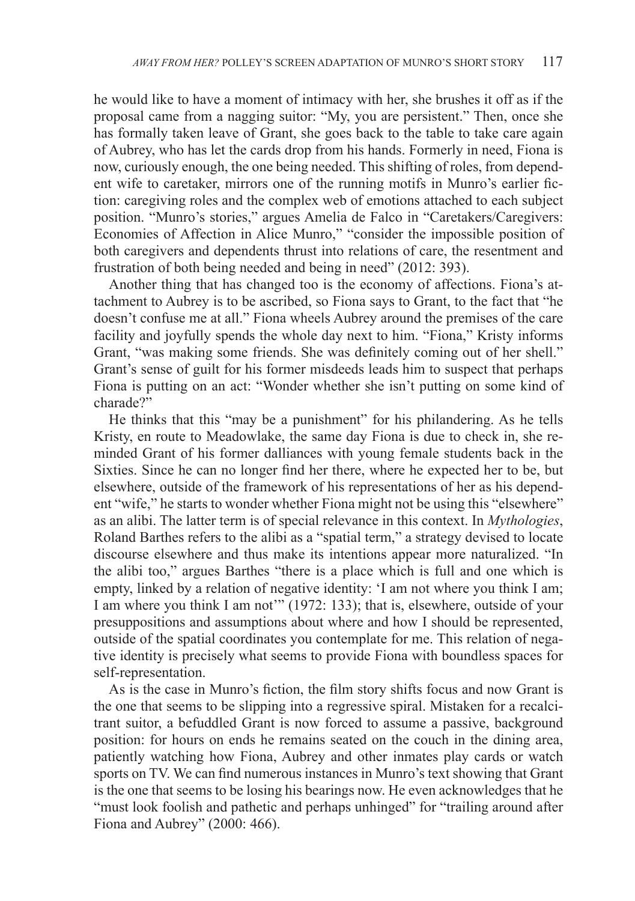he would like to have a moment of intimacy with her, she brushes it off as if the proposal came from a nagging suitor: "My, you are persistent." Then, once she has formally taken leave of Grant, she goes back to the table to take care again of Aubrey, who has let the cards drop from his hands. Formerly in need, Fiona is now, curiously enough, the one being needed. This shifting of roles, from dependent wife to caretaker, mirrors one of the running motifs in Munro's earlier fiction: caregiving roles and the complex web of emotions attached to each subject position. "Munro's stories," argues Amelia de Falco in "Caretakers/Caregivers: Economies of Affection in Alice Munro," "consider the impossible position of both caregivers and dependents thrust into relations of care, the resentment and frustration of both being needed and being in need" (2012: 393).

Another thing that has changed too is the economy of affections. Fiona's attachment to Aubrey is to be ascribed, so Fiona says to Grant, to the fact that "he doesn't confuse me at all." Fiona wheels Aubrey around the premises of the care facility and joyfully spends the whole day next to him. "Fiona," Kristy informs Grant, "was making some friends. She was definitely coming out of her shell." Grant's sense of guilt for his former misdeeds leads him to suspect that perhaps Fiona is putting on an act: "Wonder whether she isn't putting on some kind of charade?"

He thinks that this "may be a punishment" for his philandering. As he tells Kristy, en route to Meadowlake, the same day Fiona is due to check in, she reminded Grant of his former dalliances with young female students back in the Sixties. Since he can no longer find her there, where he expected her to be, but elsewhere, outside of the framework of his representations of her as his dependent "wife," he starts to wonder whether Fiona might not be using this "elsewhere" as an alibi. The latter term is of special relevance in this context. In *Mythologies*, Roland Barthes refers to the alibi as a "spatial term," a strategy devised to locate discourse elsewhere and thus make its intentions appear more naturalized. "In the alibi too," argues Barthes "there is a place which is full and one which is empty, linked by a relation of negative identity: 'I am not where you think I am; I am where you think I am not'" (1972: 133); that is, elsewhere, outside of your presuppositions and assumptions about where and how I should be represented, outside of the spatial coordinates you contemplate for me. This relation of negative identity is precisely what seems to provide Fiona with boundless spaces for self-representation.

As is the case in Munro's fiction, the film story shifts focus and now Grant is the one that seems to be slipping into a regressive spiral. Mistaken for a recalcitrant suitor, a befuddled Grant is now forced to assume a passive, background position: for hours on ends he remains seated on the couch in the dining area, patiently watching how Fiona, Aubrey and other inmates play cards or watch sports on TV. We can find numerous instances in Munro's text showing that Grant is the one that seems to be losing his bearings now. He even acknowledges that he "must look foolish and pathetic and perhaps unhinged" for "trailing around after Fiona and Aubrey" (2000: 466).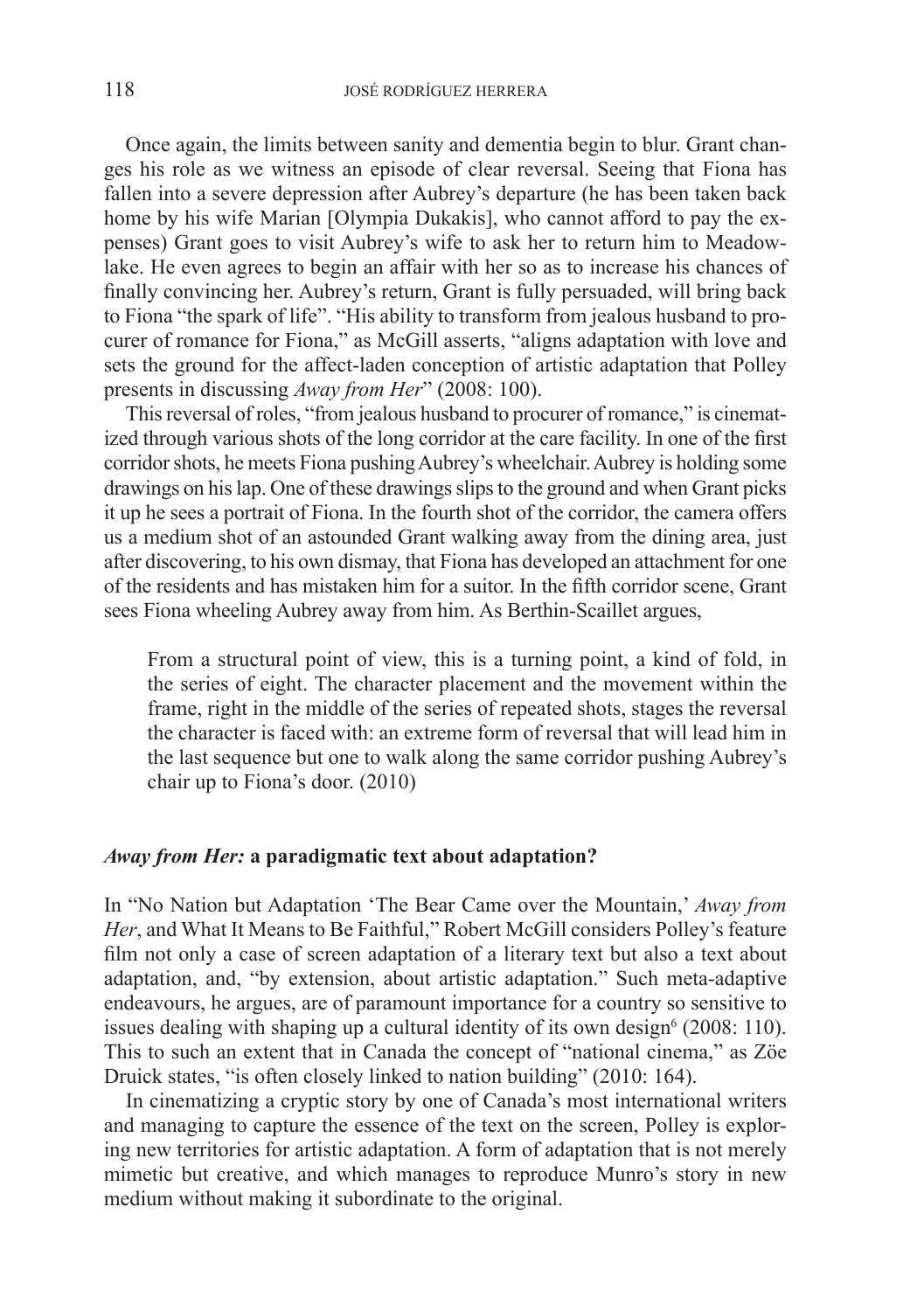Once again, the limits between sanity and dementia begin to blur. Grant changes his role as we witness an episode of clear reversal. Seeing that Fiona has fallen into a severe depression after Aubrey's departure (he has been taken back home by his wife Marian [Olympia Dukakis], who cannot afford to pay the expenses) Grant goes to visit Aubrey's wife to ask her to return him to Meadowlake. He even agrees to begin an affair with her so as to increase his chances of finally convincing her. Aubrey's return, Grant is fully persuaded, will bring back to Fiona "the spark of life". "His ability to transform from jealous husband to procurer of romance for Fiona," as McGill asserts, "aligns adaptation with love and sets the ground for the affect-laden conception of artistic adaptation that Polley presents in discussing *Away from Her*" (2008: 100).

This reversal of roles, "from jealous husband to procurer of romance," is cinematized through various shots of the long corridor at the care facility. In one of the first corridor shots, he meets Fiona pushing Aubrey's wheelchair. Aubrey is holding some drawings on his lap. One of these drawings slips to the ground and when Grant picks it up he sees a portrait of Fiona. In the fourth shot of the corridor, the camera offers us a medium shot of an astounded Grant walking away from the dining area, just after discovering, to his own dismay, that Fiona has developed an attachment for one of the residents and has mistaken him for a suitor. In the fifth corridor scene, Grant sees Fiona wheeling Aubrey away from him. As Berthin-Scaillet argues,

> From a structural point of view, this is a turning point, a kind of fold, in the series of eight. The character placement and the movement within the frame, right in the middle of the series of repeated shots, stages the reversal the character is faced with: an extreme form of reversal that will lead him in the last sequence but one to walk along the same corridor pushing Aubrey's chair up to Fiona's door. (2010)

### *Away from Her:* a paradigmatic text about adaptation?

In "No Nation but Adaptation 'The Bear Came over the Mountain,' *Away from Her*, and What It Means to Be Faithful," Robert McGill considers Polley's feature film not only a case of screen adaptation of a literary text but also a text about adaptation, and, "by extension, about artistic adaptation." Such meta-adaptive endeavours, he argues, are of paramount importance for a country so sensitive to issues dealing with shaping up a cultural identity of its own design[6] (2008: 110). This to such an extent that in Canada the concept of "national cinema," as Zöe Druick states, "is often closely linked to nation building" (2010: 164).

In cinematizing a cryptic story by one of Canada's most international writers and managing to capture the essence of the text on the screen, Polley is exploring new territories for artistic adaptation. A form of adaptation that is not merely mimetic but creative, and which manages to reproduce Munro's story in new medium without making it subordinate to the original.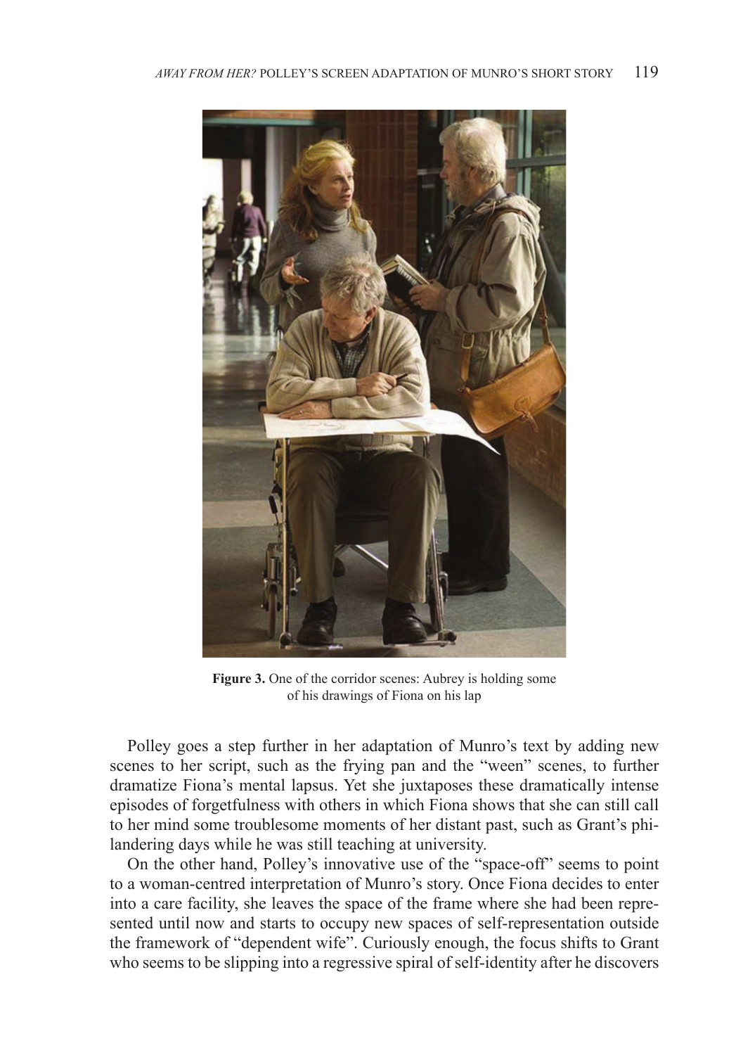**Figure 3.** One of the corridor scenes: Aubrey is holding some of his drawings of Fiona on his lap

Polley goes a step further in her adaptation of Munro's text by adding new scenes to her script, such as the frying pan and the "ween" scenes, to further dramatize Fiona's mental lapsus. Yet she juxtaposes these dramatically intense episodes of forgetfulness with others in which Fiona shows that she can still call to her mind some troublesome moments of her distant past, such as Grant's philandering days while he was still teaching at university.

On the other hand, Polley's innovative use of the "space-off" seems to point to a woman-centred interpretation of Munro's story. Once Fiona decides to enter into a care facility, she leaves the space of the frame where she had been represented until now and starts to occupy new spaces of self-representation outside the framework of "dependent wife". Curiously enough, the focus shifts to Grant who seems to be slipping into a regressive spiral of self-identity after he discovers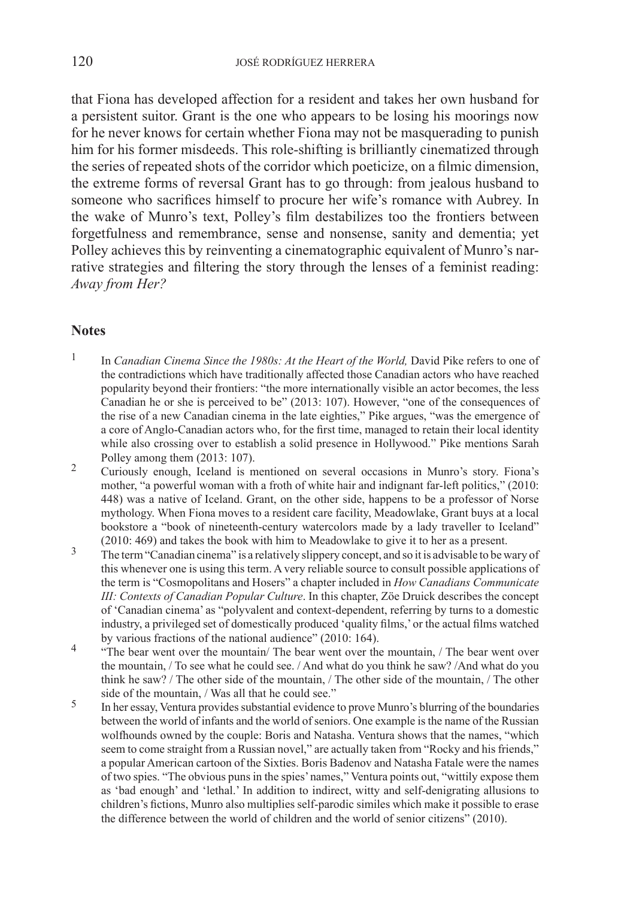that Fiona has developed affection for a resident and takes her own husband for a persistent suitor. Grant is the one who appears to be losing his moorings now for he never knows for certain whether Fiona may not be masquerading to punish him for his former misdeeds. This role-shifting is brilliantly cinematized through the series of repeated shots of the corridor which poeticize, on a filmic dimension, the extreme forms of reversal Grant has to go through: from jealous husband to someone who sacrifices himself to procure her wife's romance with Aubrey. In the wake of Munro's text, Polley's film destabilizes too the frontiers between forgetfulness and remembrance, sense and nonsense, sanity and dementia; yet Polley achieves this by reinventing a cinematographic equivalent of Munro's narrative strategies and filtering the story through the lenses of a feminist reading: *Away from Her?*

## Notes

1. In *Canadian Cinema Since the 1980s: At the Heart of the World,* David Pike refers to one of the contradictions which have traditionally affected those Canadian actors who have reached popularity beyond their frontiers: "the more internationally visible an actor becomes, the less Canadian he or she is perceived to be" (2013: 107). However, "one of the consequences of the rise of a new Canadian cinema in the late eighties," Pike argues, "was the emergence of a core of Anglo-Canadian actors who, for the first time, managed to retain their local identity while also crossing over to establish a solid presence in Hollywood." Pike mentions Sarah Polley among them (2013: 107).
2. Curiously enough, Iceland is mentioned on several occasions in Munro's story. Fiona's mother, "a powerful woman with a froth of white hair and indignant far-left politics," (2010: 448) was a native of Iceland. Grant, on the other side, happens to be a professor of Norse mythology. When Fiona moves to a resident care facility, Meadowlake, Grant buys at a local bookstore a "book of nineteenth-century watercolors made by a lady traveller to Iceland" (2010: 469) and takes the book with him to Meadowlake to give it to her as a present.
3. The term "Canadian cinema" is a relatively slippery concept, and so it is advisable to be wary of this whenever one is using this term. A very reliable source to consult possible applications of the term is "Cosmopolitans and Hosers" a chapter included in *How Canadians Communicate III: Contexts of Canadian Popular Culture*. In this chapter, Zöe Druick describes the concept of 'Canadian cinema' as "polyvalent and context-dependent, referring by turns to a domestic industry, a privileged set of domestically produced 'quality films,' or the actual films watched by various fractions of the national audience" (2010: 164).
4. "The bear went over the mountain/ The bear went over the mountain, / The bear went over the mountain, / To see what he could see. / And what do you think he saw? /And what do you think he saw? / The other side of the mountain, / The other side of the mountain, / The other side of the mountain, / Was all that he could see."
5. In her essay, Ventura provides substantial evidence to prove Munro's blurring of the boundaries between the world of infants and the world of seniors. One example is the name of the Russian wolfhounds owned by the couple: Boris and Natasha. Ventura shows that the names, "which seem to come straight from a Russian novel," are actually taken from "Rocky and his friends," a popular American cartoon of the Sixties. Boris Badenov and Natasha Fatale were the names of two spies. "The obvious puns in the spies' names," Ventura points out, "wittily expose them as 'bad enough' and 'lethal.' In addition to indirect, witty and self-denigrating allusions to children's fictions, Munro also multiplies self-parodic similes which make it possible to erase the difference between the world of children and the world of senior citizens" (2010).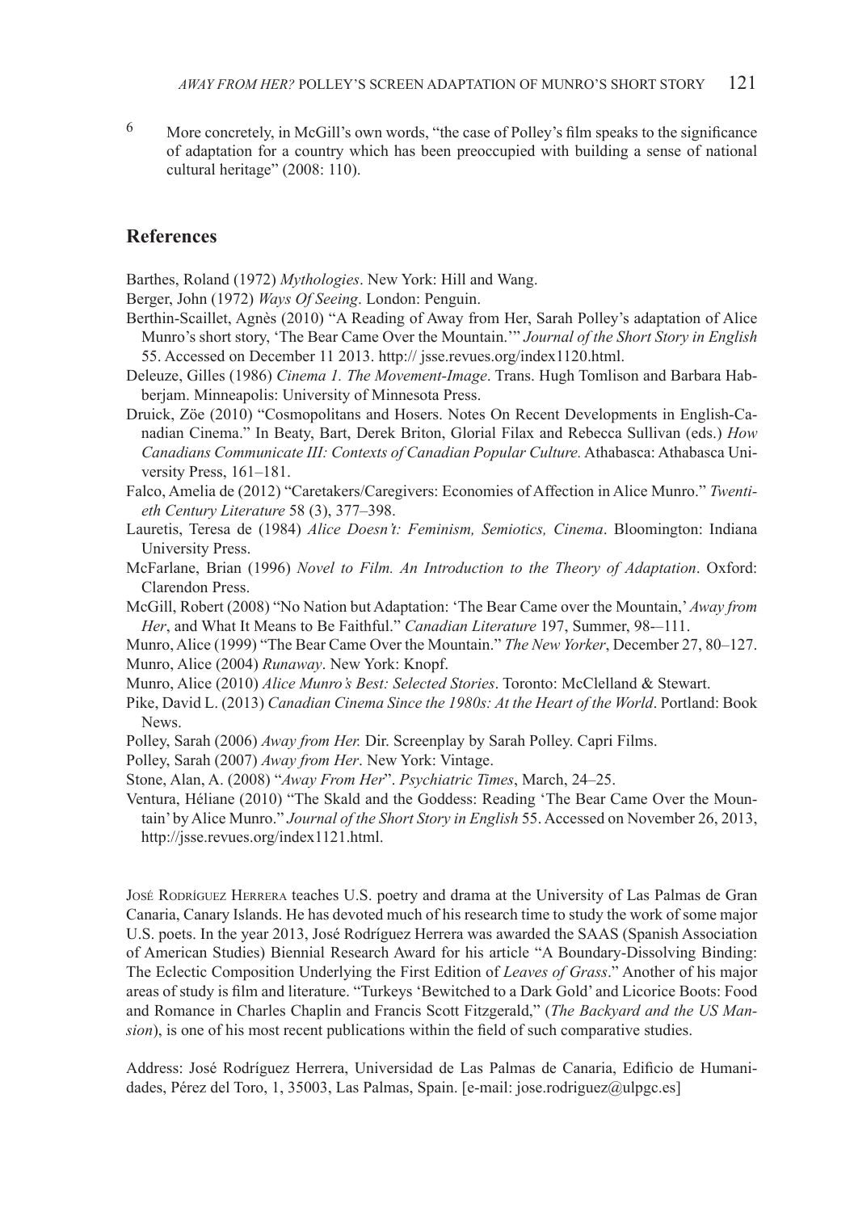6 More concretely, in McGill's own words, "the case of Polley's film speaks to the significance of adaptation for a country which has been preoccupied with building a sense of national cultural heritage" (2008: 110).

## References

Barthes, Roland (1972) *Mythologies*. New York: Hill and Wang.

Berger, John (1972) *Ways Of Seeing*. London: Penguin.

Berthin-Scaillet, Agnès (2010) "A Reading of Away from Her, Sarah Polley's adaptation of Alice Munro's short story, 'The Bear Came Over the Mountain.'" *Journal of the Short Story in English* 55. Accessed on December 11 2013. http:// jsse.revues.org/index1120.html.

Deleuze, Gilles (1986) *Cinema 1. The Movement-Image*. Trans. Hugh Tomlison and Barbara Habberjam. Minneapolis: University of Minnesota Press.

Druick, Zöe (2010) "Cosmopolitans and Hosers. Notes On Recent Developments in English-Canadian Cinema." In Beaty, Bart, Derek Briton, Glorial Filax and Rebecca Sullivan (eds.) *How Canadians Communicate III: Contexts of Canadian Popular Culture*. Athabasca: Athabasca University Press, 161–181.

Falco, Amelia de (2012) "Caretakers/Caregivers: Economies of Affection in Alice Munro." *Twentieth Century Literature* 58 (3), 377–398.

Lauretis, Teresa de (1984) *Alice Doesn't: Feminism, Semiotics, Cinema*. Bloomington: Indiana University Press.

McFarlane, Brian (1996) *Novel to Film. An Introduction to the Theory of Adaptation*. Oxford: Clarendon Press.

McGill, Robert (2008) "No Nation but Adaptation: 'The Bear Came over the Mountain,' *Away from Her*, and What It Means to Be Faithful." *Canadian Literature* 197, Summer, 98-–111.

Munro, Alice (1999) "The Bear Came Over the Mountain." *The New Yorker*, December 27, 80–127.

Munro, Alice (2004) *Runaway*. New York: Knopf.

Munro, Alice (2010) *Alice Munro's Best: Selected Stories*. Toronto: McClelland & Stewart.

Pike, David L. (2013) *Canadian Cinema Since the 1980s: At the Heart of the World*. Portland: Book News.

Polley, Sarah (2006) *Away from Her.* Dir. Screenplay by Sarah Polley. Capri Films.

Polley, Sarah (2007) *Away from Her*. New York: Vintage.

Stone, Alan, A. (2008) "*Away From Her*". *Psychiatric Times*, March, 24–25.

Ventura, Héliane (2010) "The Skald and the Goddess: Reading 'The Bear Came Over the Mountain' by Alice Munro." *Journal of the Short Story in English* 55. Accessed on November 26, 2013, http://jsse.revues.org/index1121.html.

José Rodríguez Herrera teaches U.S. poetry and drama at the University of Las Palmas de Gran Canaria, Canary Islands. He has devoted much of his research time to study the work of some major U.S. poets. In the year 2013, José Rodríguez Herrera was awarded the SAAS (Spanish Association of American Studies) Biennial Research Award for his article "A Boundary-Dissolving Binding: The Eclectic Composition Underlying the First Edition of *Leaves of Grass*." Another of his major areas of study is film and literature. "Turkeys 'Bewitched to a Dark Gold' and Licorice Boots: Food and Romance in Charles Chaplin and Francis Scott Fitzgerald," (*The Backyard and the US Mansion*), is one of his most recent publications within the field of such comparative studies.

Address: José Rodríguez Herrera, Universidad de Las Palmas de Canaria, Edificio de Humanidades, Pérez del Toro, 1, 35003, Las Palmas, Spain. [e-mail: jose.rodriguez@ulpgc.es]